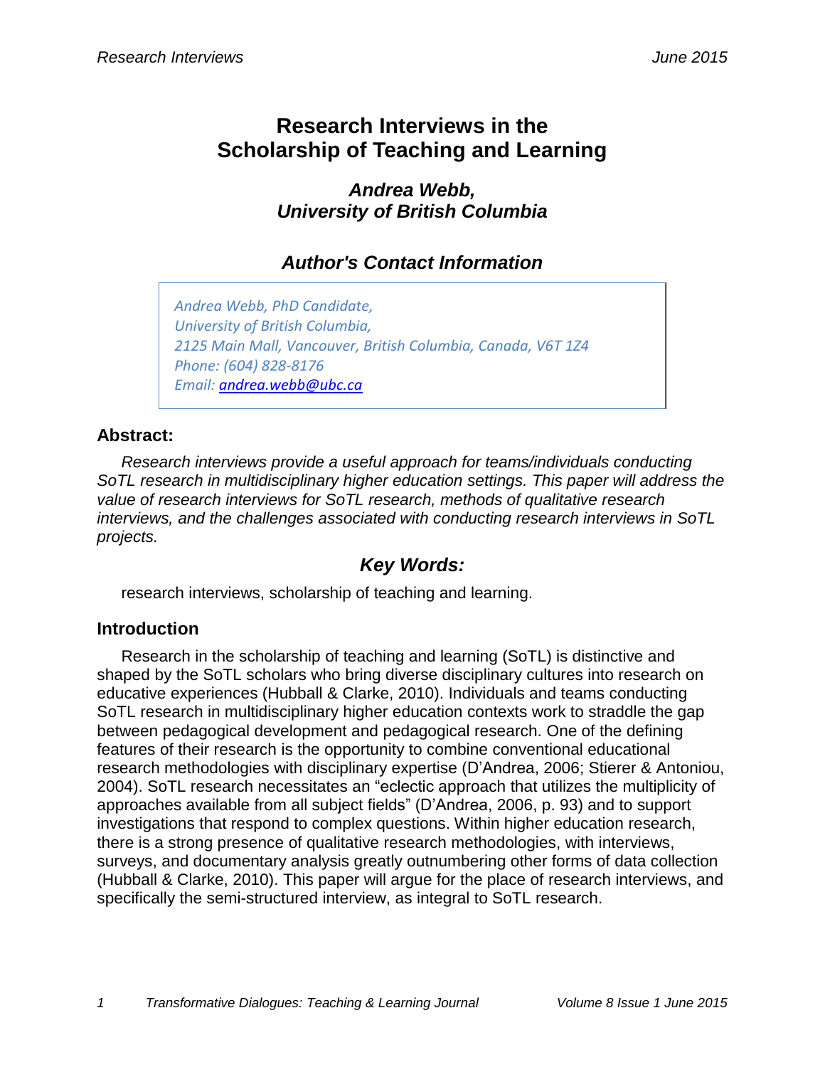# Research Interviews in the Scholarship of Teaching and Learning

## *Andrea Webb, University of British Columbia*

## *Author's Contact Information*

*Andrea Webb, PhD Candidate,*
*University of British Columbia,*
*2125 Main Mall, Vancouver, British Columbia, Canada, V6T 1Z4*
*Phone: (604) 828-8176*
*Email: andrea.webb@ubc.ca*

### Abstract:

*Research interviews provide a useful approach for teams/individuals conducting SoTL research in multidisciplinary higher education settings. This paper will address the value of research interviews for SoTL research, methods of qualitative research interviews, and the challenges associated with conducting research interviews in SoTL projects.*

## *Key Words:*

research interviews, scholarship of teaching and learning.

### Introduction

Research in the scholarship of teaching and learning (SoTL) is distinctive and shaped by the SoTL scholars who bring diverse disciplinary cultures into research on educative experiences (Hubball & Clarke, 2010). Individuals and teams conducting SoTL research in multidisciplinary higher education contexts work to straddle the gap between pedagogical development and pedagogical research. One of the defining features of their research is the opportunity to combine conventional educational research methodologies with disciplinary expertise (D'Andrea, 2006; Stierer & Antoniou, 2004). SoTL research necessitates an "eclectic approach that utilizes the multiplicity of approaches available from all subject fields" (D'Andrea, 2006, p. 93) and to support investigations that respond to complex questions. Within higher education research, there is a strong presence of qualitative research methodologies, with interviews, surveys, and documentary analysis greatly outnumbering other forms of data collection (Hubball & Clarke, 2010). This paper will argue for the place of research interviews, and specifically the semi-structured interview, as integral to SoTL research.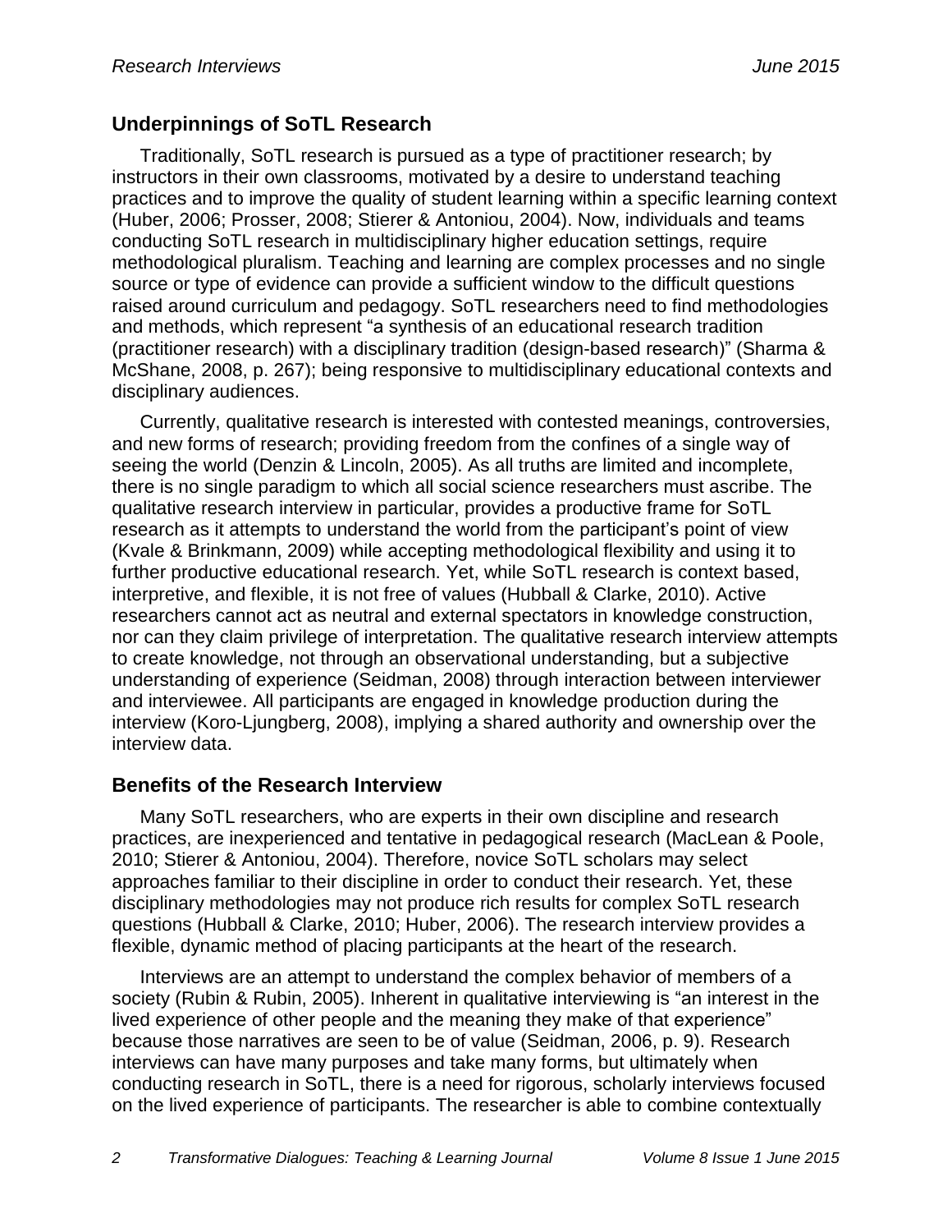## Underpinnings of SoTL Research

Traditionally, SoTL research is pursued as a type of practitioner research; by instructors in their own classrooms, motivated by a desire to understand teaching practices and to improve the quality of student learning within a specific learning context (Huber, 2006; Prosser, 2008; Stierer & Antoniou, 2004). Now, individuals and teams conducting SoTL research in multidisciplinary higher education settings, require methodological pluralism. Teaching and learning are complex processes and no single source or type of evidence can provide a sufficient window to the difficult questions raised around curriculum and pedagogy. SoTL researchers need to find methodologies and methods, which represent "a synthesis of an educational research tradition (practitioner research) with a disciplinary tradition (design-based research)" (Sharma & McShane, 2008, p. 267); being responsive to multidisciplinary educational contexts and disciplinary audiences.

Currently, qualitative research is interested with contested meanings, controversies, and new forms of research; providing freedom from the confines of a single way of seeing the world (Denzin & Lincoln, 2005). As all truths are limited and incomplete, there is no single paradigm to which all social science researchers must ascribe. The qualitative research interview in particular, provides a productive frame for SoTL research as it attempts to understand the world from the participant's point of view (Kvale & Brinkmann, 2009) while accepting methodological flexibility and using it to further productive educational research. Yet, while SoTL research is context based, interpretive, and flexible, it is not free of values (Hubball & Clarke, 2010). Active researchers cannot act as neutral and external spectators in knowledge construction, nor can they claim privilege of interpretation. The qualitative research interview attempts to create knowledge, not through an observational understanding, but a subjective understanding of experience (Seidman, 2008) through interaction between interviewer and interviewee. All participants are engaged in knowledge production during the interview (Koro-Ljungberg, 2008), implying a shared authority and ownership over the interview data.

## Benefits of the Research Interview

Many SoTL researchers, who are experts in their own discipline and research practices, are inexperienced and tentative in pedagogical research (MacLean & Poole, 2010; Stierer & Antoniou, 2004). Therefore, novice SoTL scholars may select approaches familiar to their discipline in order to conduct their research. Yet, these disciplinary methodologies may not produce rich results for complex SoTL research questions (Hubball & Clarke, 2010; Huber, 2006). The research interview provides a flexible, dynamic method of placing participants at the heart of the research.

Interviews are an attempt to understand the complex behavior of members of a society (Rubin & Rubin, 2005). Inherent in qualitative interviewing is "an interest in the lived experience of other people and the meaning they make of that experience" because those narratives are seen to be of value (Seidman, 2006, p. 9). Research interviews can have many purposes and take many forms, but ultimately when conducting research in SoTL, there is a need for rigorous, scholarly interviews focused on the lived experience of participants. The researcher is able to combine contextually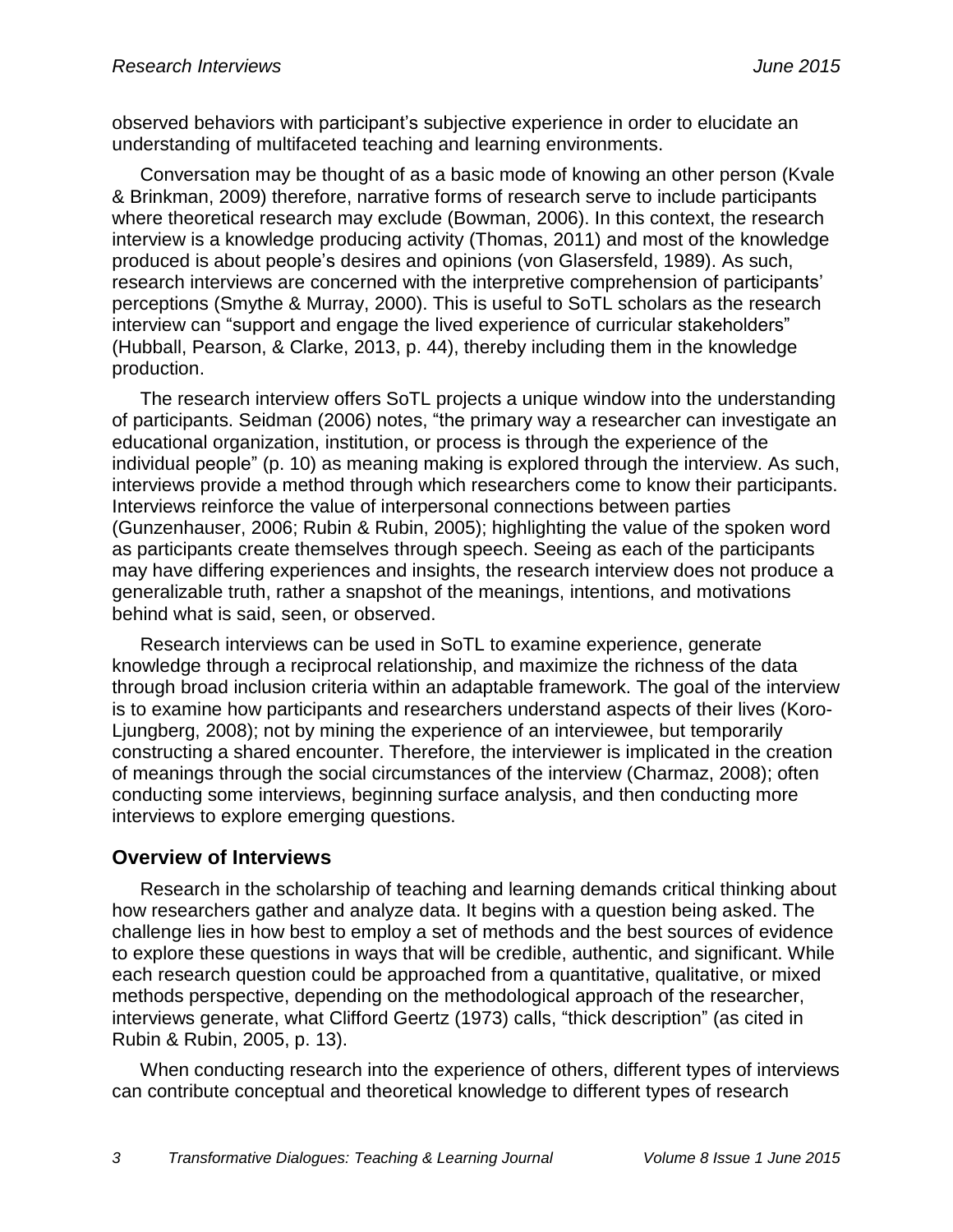observed behaviors with participant's subjective experience in order to elucidate an understanding of multifaceted teaching and learning environments.

Conversation may be thought of as a basic mode of knowing an other person (Kvale & Brinkman, 2009) therefore, narrative forms of research serve to include participants where theoretical research may exclude (Bowman, 2006). In this context, the research interview is a knowledge producing activity (Thomas, 2011) and most of the knowledge produced is about people's desires and opinions (von Glasersfeld, 1989). As such, research interviews are concerned with the interpretive comprehension of participants' perceptions (Smythe & Murray, 2000). This is useful to SoTL scholars as the research interview can "support and engage the lived experience of curricular stakeholders" (Hubball, Pearson, & Clarke, 2013, p. 44), thereby including them in the knowledge production.

The research interview offers SoTL projects a unique window into the understanding of participants. Seidman (2006) notes, "the primary way a researcher can investigate an educational organization, institution, or process is through the experience of the individual people" (p. 10) as meaning making is explored through the interview. As such, interviews provide a method through which researchers come to know their participants. Interviews reinforce the value of interpersonal connections between parties (Gunzenhauser, 2006; Rubin & Rubin, 2005); highlighting the value of the spoken word as participants create themselves through speech. Seeing as each of the participants may have differing experiences and insights, the research interview does not produce a generalizable truth, rather a snapshot of the meanings, intentions, and motivations behind what is said, seen, or observed.

Research interviews can be used in SoTL to examine experience, generate knowledge through a reciprocal relationship, and maximize the richness of the data through broad inclusion criteria within an adaptable framework. The goal of the interview is to examine how participants and researchers understand aspects of their lives (Koro-Ljungberg, 2008); not by mining the experience of an interviewee, but temporarily constructing a shared encounter. Therefore, the interviewer is implicated in the creation of meanings through the social circumstances of the interview (Charmaz, 2008); often conducting some interviews, beginning surface analysis, and then conducting more interviews to explore emerging questions.

## Overview of Interviews

Research in the scholarship of teaching and learning demands critical thinking about how researchers gather and analyze data. It begins with a question being asked. The challenge lies in how best to employ a set of methods and the best sources of evidence to explore these questions in ways that will be credible, authentic, and significant. While each research question could be approached from a quantitative, qualitative, or mixed methods perspective, depending on the methodological approach of the researcher, interviews generate, what Clifford Geertz (1973) calls, "thick description" (as cited in Rubin & Rubin, 2005, p. 13).

When conducting research into the experience of others, different types of interviews can contribute conceptual and theoretical knowledge to different types of research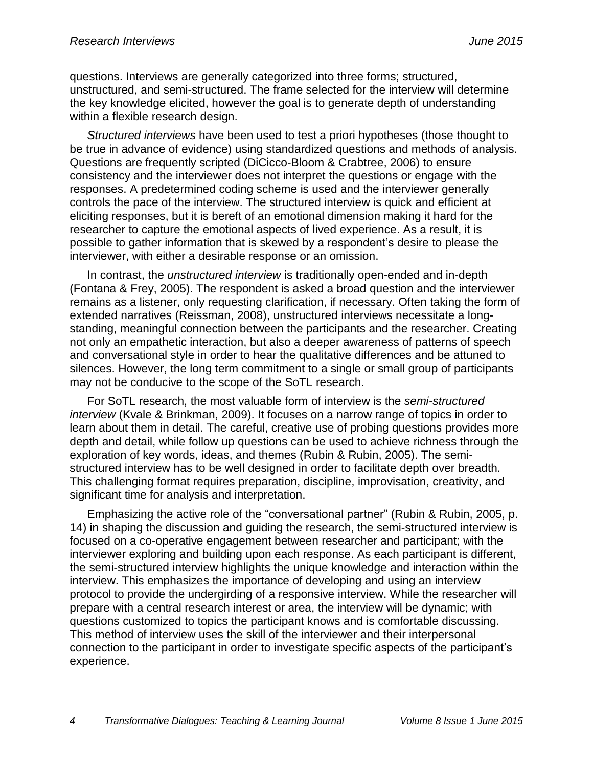questions. Interviews are generally categorized into three forms; structured, unstructured, and semi-structured. The frame selected for the interview will determine the key knowledge elicited, however the goal is to generate depth of understanding within a flexible research design.

*Structured interviews* have been used to test a priori hypotheses (those thought to be true in advance of evidence) using standardized questions and methods of analysis. Questions are frequently scripted (DiCicco-Bloom & Crabtree, 2006) to ensure consistency and the interviewer does not interpret the questions or engage with the responses. A predetermined coding scheme is used and the interviewer generally controls the pace of the interview. The structured interview is quick and efficient at eliciting responses, but it is bereft of an emotional dimension making it hard for the researcher to capture the emotional aspects of lived experience. As a result, it is possible to gather information that is skewed by a respondent's desire to please the interviewer, with either a desirable response or an omission.

In contrast, the *unstructured interview* is traditionally open-ended and in-depth (Fontana & Frey, 2005). The respondent is asked a broad question and the interviewer remains as a listener, only requesting clarification, if necessary. Often taking the form of extended narratives (Reissman, 2008), unstructured interviews necessitate a long-standing, meaningful connection between the participants and the researcher. Creating not only an empathetic interaction, but also a deeper awareness of patterns of speech and conversational style in order to hear the qualitative differences and be attuned to silences. However, the long term commitment to a single or small group of participants may not be conducive to the scope of the SoTL research.

For SoTL research, the most valuable form of interview is the *semi-structured interview* (Kvale & Brinkman, 2009). It focuses on a narrow range of topics in order to learn about them in detail. The careful, creative use of probing questions provides more depth and detail, while follow up questions can be used to achieve richness through the exploration of key words, ideas, and themes (Rubin & Rubin, 2005). The semi-structured interview has to be well designed in order to facilitate depth over breadth. This challenging format requires preparation, discipline, improvisation, creativity, and significant time for analysis and interpretation.

Emphasizing the active role of the "conversational partner" (Rubin & Rubin, 2005, p. 14) in shaping the discussion and guiding the research, the semi-structured interview is focused on a co-operative engagement between researcher and participant; with the interviewer exploring and building upon each response. As each participant is different, the semi-structured interview highlights the unique knowledge and interaction within the interview. This emphasizes the importance of developing and using an interview protocol to provide the undergirding of a responsive interview. While the researcher will prepare with a central research interest or area, the interview will be dynamic; with questions customized to topics the participant knows and is comfortable discussing. This method of interview uses the skill of the interviewer and their interpersonal connection to the participant in order to investigate specific aspects of the participant's experience.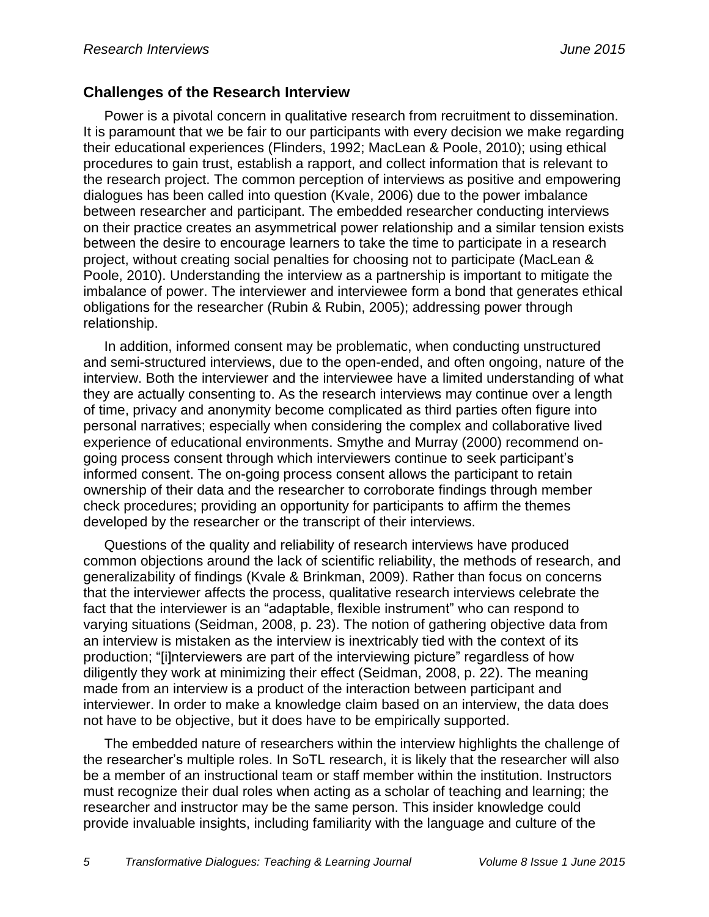## Challenges of the Research Interview

Power is a pivotal concern in qualitative research from recruitment to dissemination. It is paramount that we be fair to our participants with every decision we make regarding their educational experiences (Flinders, 1992; MacLean & Poole, 2010); using ethical procedures to gain trust, establish a rapport, and collect information that is relevant to the research project. The common perception of interviews as positive and empowering dialogues has been called into question (Kvale, 2006) due to the power imbalance between researcher and participant. The embedded researcher conducting interviews on their practice creates an asymmetrical power relationship and a similar tension exists between the desire to encourage learners to take the time to participate in a research project, without creating social penalties for choosing not to participate (MacLean & Poole, 2010). Understanding the interview as a partnership is important to mitigate the imbalance of power. The interviewer and interviewee form a bond that generates ethical obligations for the researcher (Rubin & Rubin, 2005); addressing power through relationship.

In addition, informed consent may be problematic, when conducting unstructured and semi-structured interviews, due to the open-ended, and often ongoing, nature of the interview. Both the interviewer and the interviewee have a limited understanding of what they are actually consenting to. As the research interviews may continue over a length of time, privacy and anonymity become complicated as third parties often figure into personal narratives; especially when considering the complex and collaborative lived experience of educational environments. Smythe and Murray (2000) recommend on-going process consent through which interviewers continue to seek participant's informed consent. The on-going process consent allows the participant to retain ownership of their data and the researcher to corroborate findings through member check procedures; providing an opportunity for participants to affirm the themes developed by the researcher or the transcript of their interviews.

Questions of the quality and reliability of research interviews have produced common objections around the lack of scientific reliability, the methods of research, and generalizability of findings (Kvale & Brinkman, 2009). Rather than focus on concerns that the interviewer affects the process, qualitative research interviews celebrate the fact that the interviewer is an "adaptable, flexible instrument" who can respond to varying situations (Seidman, 2008, p. 23). The notion of gathering objective data from an interview is mistaken as the interview is inextricably tied with the context of its production; "[i]nterviewers are part of the interviewing picture" regardless of how diligently they work at minimizing their effect (Seidman, 2008, p. 22). The meaning made from an interview is a product of the interaction between participant and interviewer. In order to make a knowledge claim based on an interview, the data does not have to be objective, but it does have to be empirically supported.

The embedded nature of researchers within the interview highlights the challenge of the researcher's multiple roles. In SoTL research, it is likely that the researcher will also be a member of an instructional team or staff member within the institution. Instructors must recognize their dual roles when acting as a scholar of teaching and learning; the researcher and instructor may be the same person. This insider knowledge could provide invaluable insights, including familiarity with the language and culture of the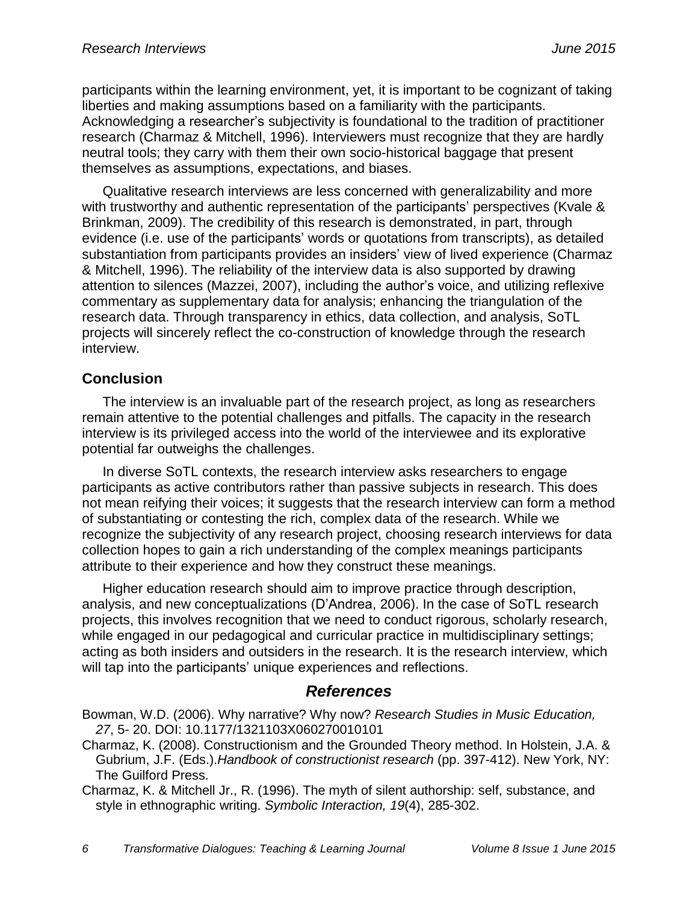participants within the learning environment, yet, it is important to be cognizant of taking liberties and making assumptions based on a familiarity with the participants. Acknowledging a researcher's subjectivity is foundational to the tradition of practitioner research (Charmaz & Mitchell, 1996). Interviewers must recognize that they are hardly neutral tools; they carry with them their own socio-historical baggage that present themselves as assumptions, expectations, and biases.

Qualitative research interviews are less concerned with generalizability and more with trustworthy and authentic representation of the participants' perspectives (Kvale & Brinkman, 2009). The credibility of this research is demonstrated, in part, through evidence (i.e. use of the participants' words or quotations from transcripts), as detailed substantiation from participants provides an insiders' view of lived experience (Charmaz & Mitchell, 1996). The reliability of the interview data is also supported by drawing attention to silences (Mazzei, 2007), including the author's voice, and utilizing reflexive commentary as supplementary data for analysis; enhancing the triangulation of the research data. Through transparency in ethics, data collection, and analysis, SoTL projects will sincerely reflect the co-construction of knowledge through the research interview.

## Conclusion

The interview is an invaluable part of the research project, as long as researchers remain attentive to the potential challenges and pitfalls. The capacity in the research interview is its privileged access into the world of the interviewee and its explorative potential far outweighs the challenges.

In diverse SoTL contexts, the research interview asks researchers to engage participants as active contributors rather than passive subjects in research. This does not mean reifying their voices; it suggests that the research interview can form a method of substantiating or contesting the rich, complex data of the research. While we recognize the subjectivity of any research project, choosing research interviews for data collection hopes to gain a rich understanding of the complex meanings participants attribute to their experience and how they construct these meanings.

Higher education research should aim to improve practice through description, analysis, and new conceptualizations (D'Andrea, 2006). In the case of SoTL research projects, this involves recognition that we need to conduct rigorous, scholarly research, while engaged in our pedagogical and curricular practice in multidisciplinary settings; acting as both insiders and outsiders in the research. It is the research interview, which will tap into the participants' unique experiences and reflections.

## *References*

Bowman, W.D. (2006). Why narrative? Why now? *Research Studies in Music Education, 27*, 5- 20. DOI: 10.1177/1321103X060270010101

Charmaz, K. (2008). Constructionism and the Grounded Theory method. In Holstein, J.A. & Gubrium, J.F. (Eds.).*Handbook of constructionist research* (pp. 397-412). New York, NY: The Guilford Press.

Charmaz, K. & Mitchell Jr., R. (1996). The myth of silent authorship: self, substance, and style in ethnographic writing. *Symbolic Interaction, 19*(4), 285-302.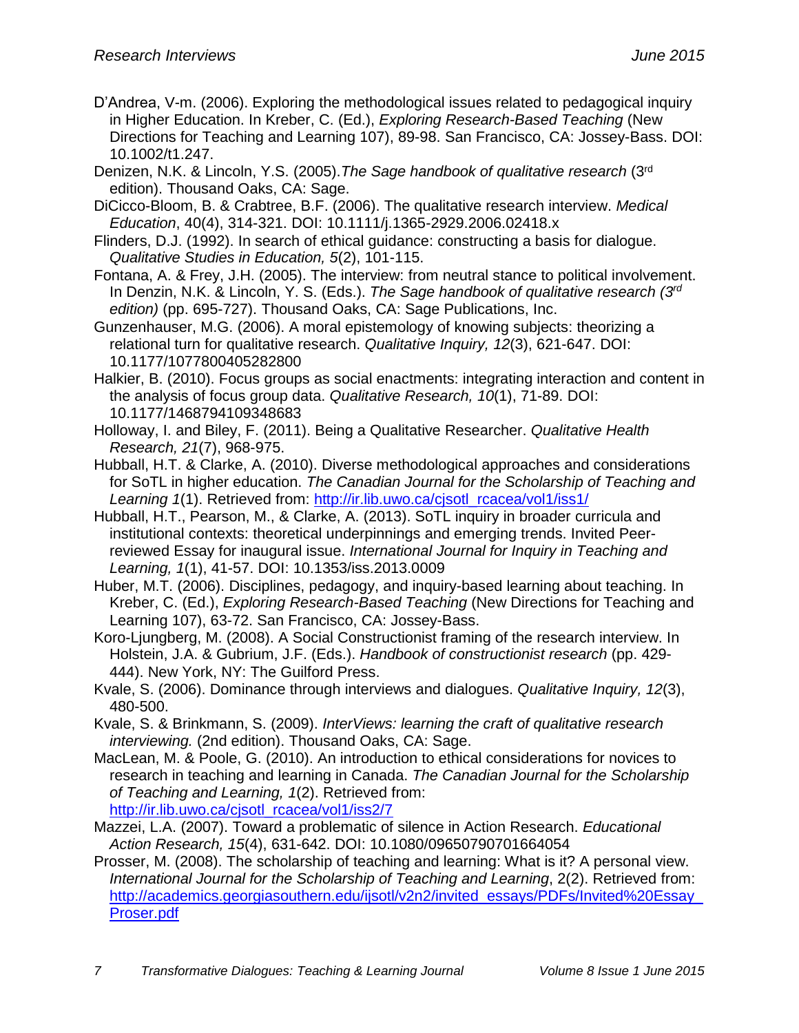D'Andrea, V-m. (2006). Exploring the methodological issues related to pedagogical inquiry in Higher Education. In Kreber, C. (Ed.), *Exploring Research-Based Teaching* (New Directions for Teaching and Learning 107), 89-98. San Francisco, CA: Jossey-Bass. DOI: 10.1002/t1.247.

Denizen, N.K. & Lincoln, Y.S. (2005). *The Sage handbook of qualitative research* (3rd edition). Thousand Oaks, CA: Sage.

DiCicco-Bloom, B. & Crabtree, B.F. (2006). The qualitative research interview. *Medical Education*, 40(4), 314-321. DOI: 10.1111/j.1365-2929.2006.02418.x

Flinders, D.J. (1992). In search of ethical guidance: constructing a basis for dialogue. *Qualitative Studies in Education, 5*(2), 101-115.

Fontana, A. & Frey, J.H. (2005). The interview: from neutral stance to political involvement. In Denzin, N.K. & Lincoln, Y. S. (Eds.). *The Sage handbook of qualitative research (3rd edition)* (pp. 695-727). Thousand Oaks, CA: Sage Publications, Inc.

Gunzenhauser, M.G. (2006). A moral epistemology of knowing subjects: theorizing a relational turn for qualitative research. *Qualitative Inquiry, 12*(3), 621-647. DOI: 10.1177/1077800405282800

Halkier, B. (2010). Focus groups as social enactments: integrating interaction and content in the analysis of focus group data. *Qualitative Research, 10*(1), 71-89. DOI: 10.1177/1468794109348683

Holloway, I. and Biley, F. (2011). Being a Qualitative Researcher. *Qualitative Health Research, 21*(7), 968-975.

Hubball, H.T. & Clarke, A. (2010). Diverse methodological approaches and considerations for SoTL in higher education. *The Canadian Journal for the Scholarship of Teaching and Learning 1*(1). Retrieved from: [http://ir.lib.uwo.ca/cjsotl_rcacea/vol1/iss1/](http://ir.lib.uwo.ca/cjsotl_rcacea/vol1/iss1/)

Hubball, H.T., Pearson, M., & Clarke, A. (2013). SoTL inquiry in broader curricula and institutional contexts: theoretical underpinnings and emerging trends. Invited Peer-reviewed Essay for inaugural issue. *International Journal for Inquiry in Teaching and Learning, 1*(1), 41-57. DOI: 10.1353/iss.2013.0009

Huber, M.T. (2006). Disciplines, pedagogy, and inquiry-based learning about teaching. In Kreber, C. (Ed.), *Exploring Research-Based Teaching* (New Directions for Teaching and Learning 107), 63-72. San Francisco, CA: Jossey-Bass.

Koro-Ljungberg, M. (2008). A Social Constructionist framing of the research interview. In Holstein, J.A. & Gubrium, J.F. (Eds.). *Handbook of constructionist research* (pp. 429-444). New York, NY: The Guilford Press.

Kvale, S. (2006). Dominance through interviews and dialogues. *Qualitative Inquiry, 12*(3), 480-500.

Kvale, S. & Brinkmann, S. (2009). *InterViews: learning the craft of qualitative research interviewing.* (2nd edition). Thousand Oaks, CA: Sage.

MacLean, M. & Poole, G. (2010). An introduction to ethical considerations for novices to research in teaching and learning in Canada. *The Canadian Journal for the Scholarship of Teaching and Learning, 1*(2). Retrieved from: [http://ir.lib.uwo.ca/cjsotl_rcacea/vol1/iss2/7](http://ir.lib.uwo.ca/cjsotl_rcacea/vol1/iss2/7)

Mazzei, L.A. (2007). Toward a problematic of silence in Action Research. *Educational Action Research, 15*(4), 631-642. DOI: 10.1080/09650790701664054

Prosser, M. (2008). The scholarship of teaching and learning: What is it? A personal view. *International Journal for the Scholarship of Teaching and Learning*, 2(2). Retrieved from: [http://academics.georgiasouthern.edu/ijsotl/v2n2/invited_essays/PDFs/Invited%20Essay_Proser.pdf](http://academics.georgiasouthern.edu/ijsotl/v2n2/invited_essays/PDFs/Invited%20Essay_Proser.pdf)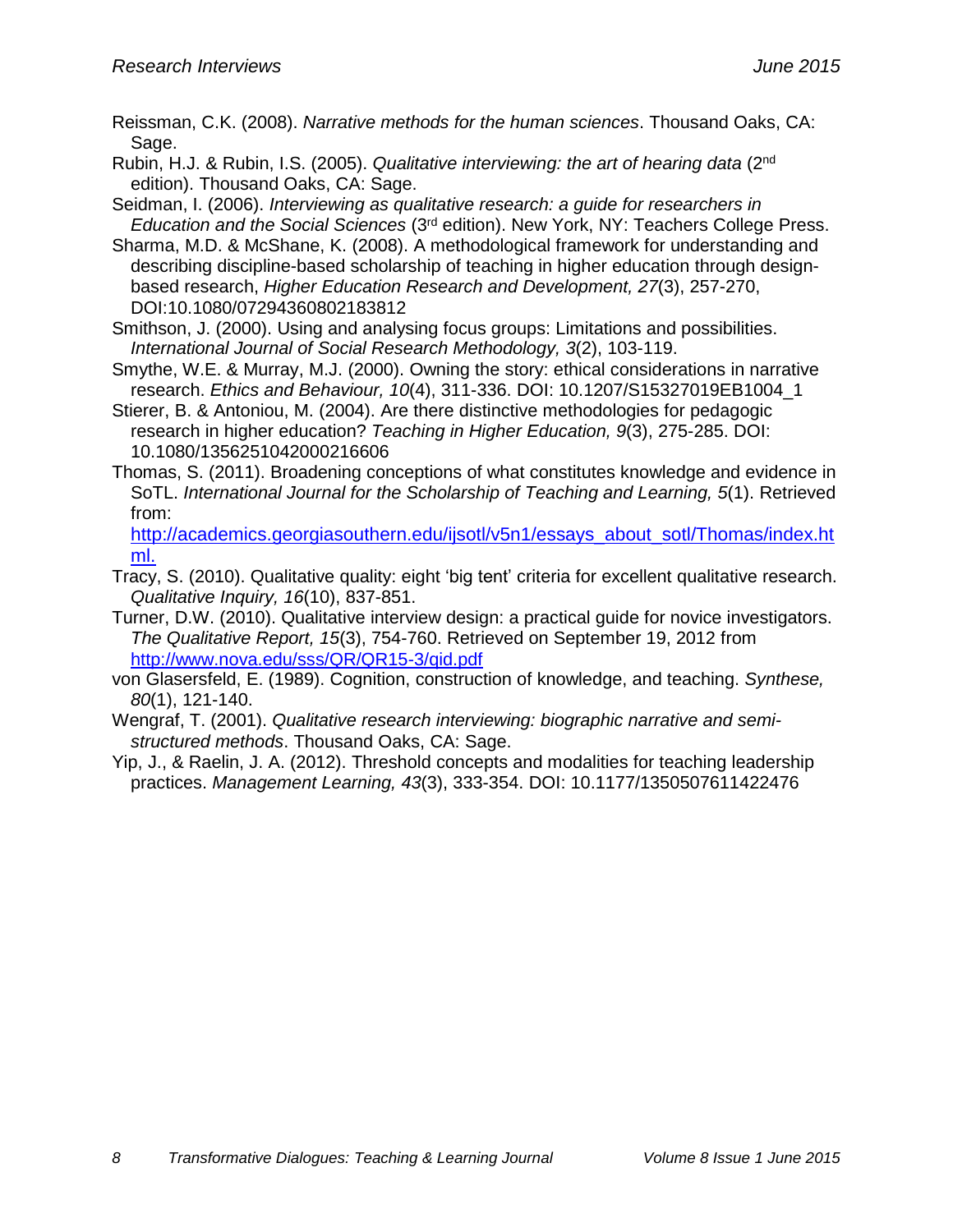Reissman, C.K. (2008). *Narrative methods for the human sciences*. Thousand Oaks, CA: Sage.

Rubin, H.J. & Rubin, I.S. (2005). *Qualitative interviewing: the art of hearing data* (2nd edition). Thousand Oaks, CA: Sage.

Seidman, I. (2006). *Interviewing as qualitative research: a guide for researchers in Education and the Social Sciences* (3rd edition). New York, NY: Teachers College Press.

Sharma, M.D. & McShane, K. (2008). A methodological framework for understanding and describing discipline-based scholarship of teaching in higher education through design-based research, *Higher Education Research and Development, 27*(3), 257-270, DOI:10.1080/07294360802183812

Smithson, J. (2000). Using and analysing focus groups: Limitations and possibilities. *International Journal of Social Research Methodology, 3*(2), 103-119.

Smythe, W.E. & Murray, M.J. (2000). Owning the story: ethical considerations in narrative research. *Ethics and Behaviour, 10*(4), 311-336. DOI: 10.1207/S15327019EB1004_1

Stierer, B. & Antoniou, M. (2004). Are there distinctive methodologies for pedagogic research in higher education? *Teaching in Higher Education, 9*(3), 275-285. DOI: 10.1080/1356251042000216606

Thomas, S. (2011). Broadening conceptions of what constitutes knowledge and evidence in SoTL. *International Journal for the Scholarship of Teaching and Learning, 5*(1). Retrieved from: http://academics.georgiasouthern.edu/ijsotl/v5n1/essays_about_sotl/Thomas/index.html.

Tracy, S. (2010). Qualitative quality: eight 'big tent' criteria for excellent qualitative research. *Qualitative Inquiry, 16*(10), 837-851.

Turner, D.W. (2010). Qualitative interview design: a practical guide for novice investigators. *The Qualitative Report, 15*(3), 754-760. Retrieved on September 19, 2012 from http://www.nova.edu/sss/QR/QR15-3/qid.pdf

von Glasersfeld, E. (1989). Cognition, construction of knowledge, and teaching. *Synthese, 80*(1), 121-140.

Wengraf, T. (2001). *Qualitative research interviewing: biographic narrative and semi-structured methods*. Thousand Oaks, CA: Sage.

Yip, J., & Raelin, J. A. (2012). Threshold concepts and modalities for teaching leadership practices. *Management Learning, 43*(3), 333-354. DOI: 10.1177/1350507611422476